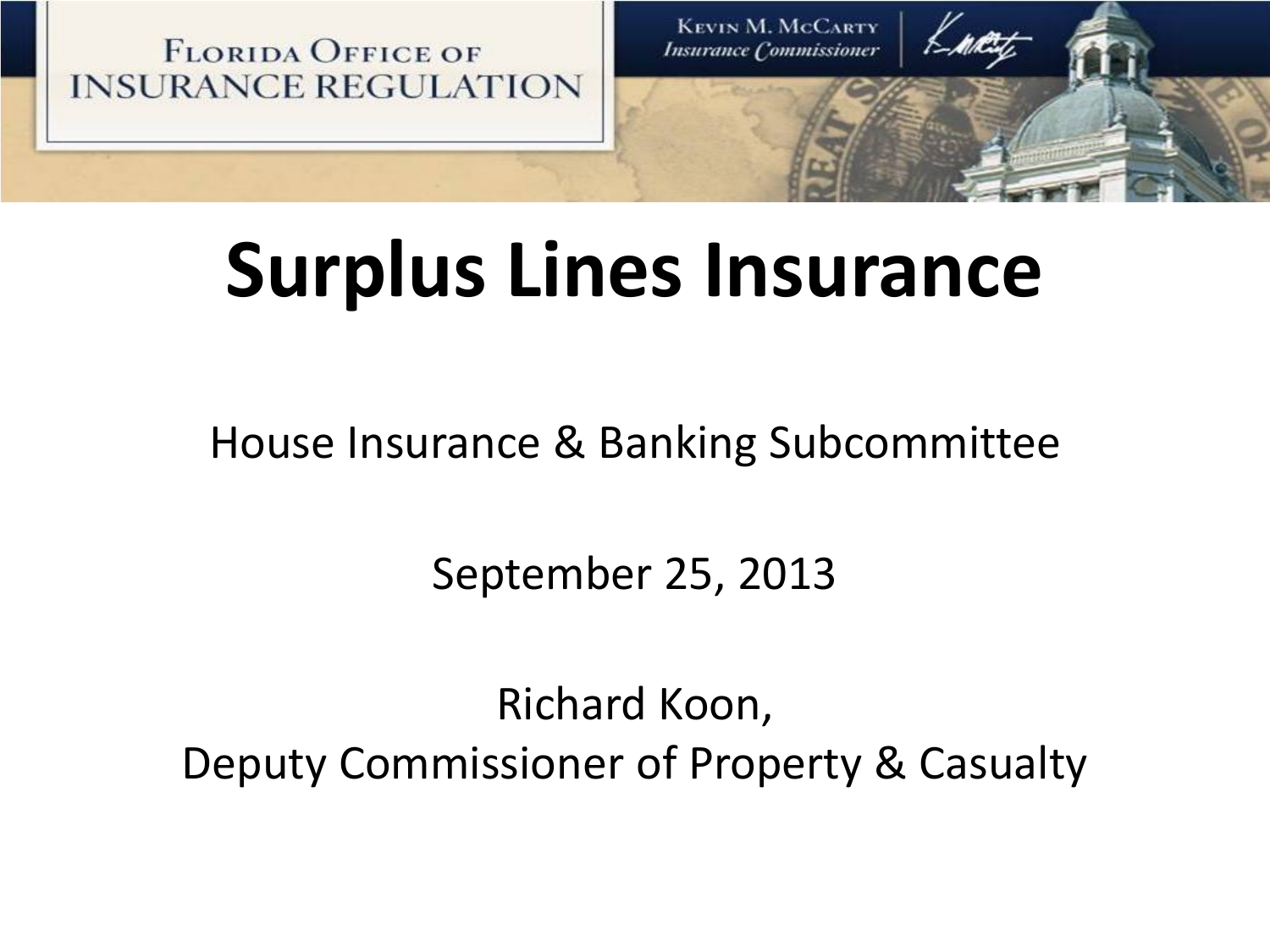FLORIDA OFFICE OF INSURANCE REGULATION

KEVIN M. MCCARTY
*Insurance Commissioner*

# Surplus Lines Insurance

House Insurance & Banking Subcommittee

September 25, 2013

Richard Koon,
Deputy Commissioner of Property & Casualty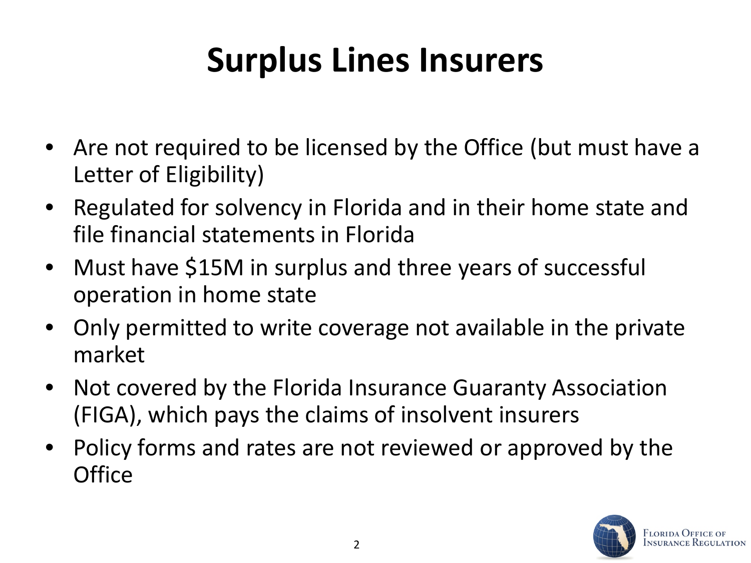# Surplus Lines Insurers

- Are not required to be licensed by the Office (but must have a Letter of Eligibility)
- Regulated for solvency in Florida and in their home state and file financial statements in Florida
- Must have $15M in surplus and three years of successful operation in home state
- Only permitted to write coverage not available in the private market
- Not covered by the Florida Insurance Guaranty Association (FIGA), which pays the claims of insolvent insurers
- Policy forms and rates are not reviewed or approved by the Office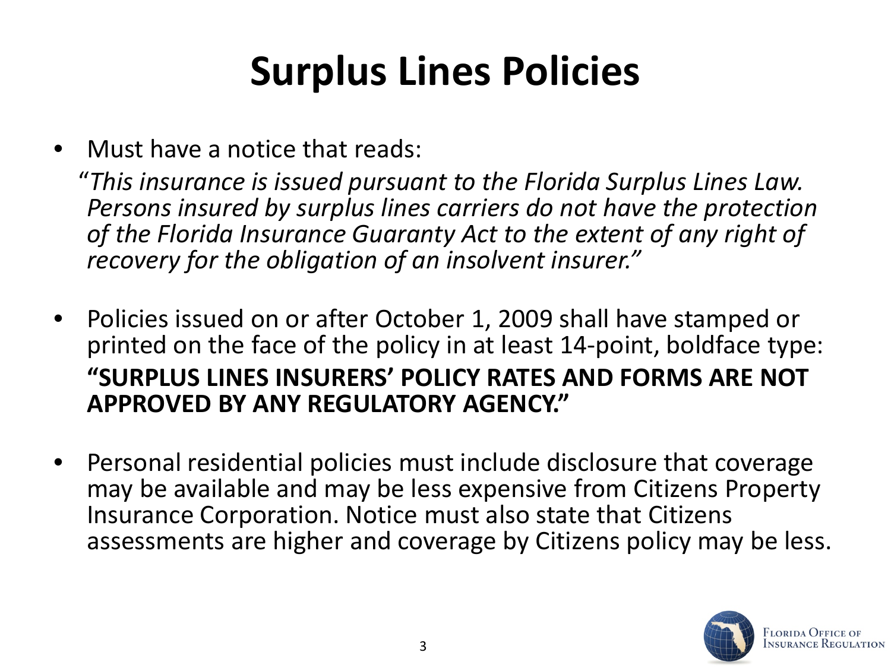# Surplus Lines Policies

- Must have a notice that reads:

  *"This insurance is issued pursuant to the Florida Surplus Lines Law. Persons insured by surplus lines carriers do not have the protection of the Florida Insurance Guaranty Act to the extent of any right of recovery for the obligation of an insolvent insurer."*

- Policies issued on or after October 1, 2009 shall have stamped or printed on the face of the policy in at least 14-point, boldface type:

  **"SURPLUS LINES INSURERS' POLICY RATES AND FORMS ARE NOT APPROVED BY ANY REGULATORY AGENCY."**

- Personal residential policies must include disclosure that coverage may be available and may be less expensive from Citizens Property Insurance Corporation. Notice must also state that Citizens assessments are higher and coverage by Citizens policy may be less.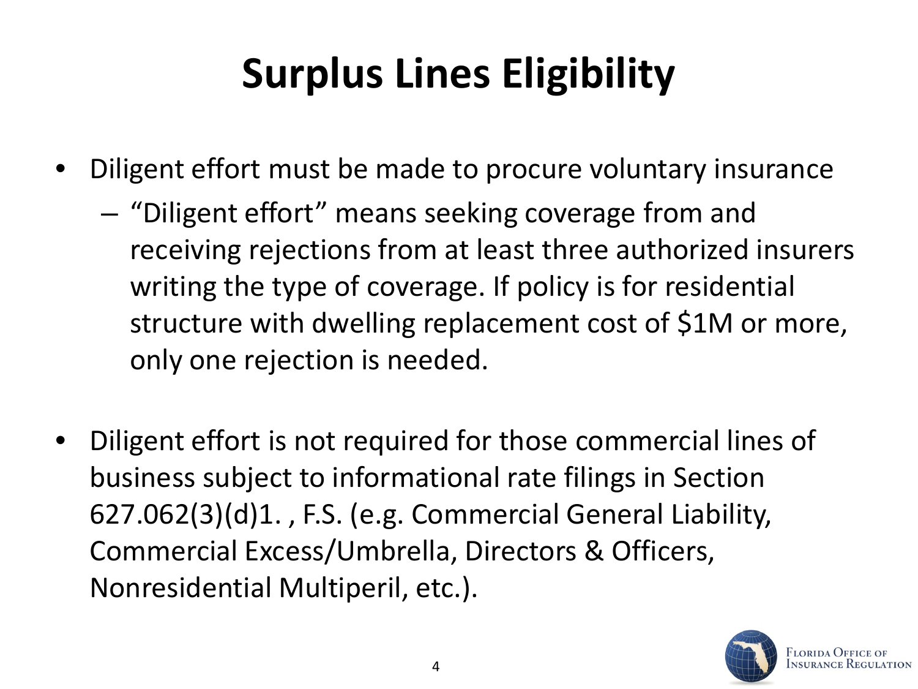# Surplus Lines Eligibility

- Diligent effort must be made to procure voluntary insurance
  - "Diligent effort" means seeking coverage from and receiving rejections from at least three authorized insurers writing the type of coverage. If policy is for residential structure with dwelling replacement cost of $1M or more, only one rejection is needed.

- Diligent effort is not required for those commercial lines of business subject to informational rate filings in Section 627.062(3)(d)1. , F.S. (e.g. Commercial General Liability, Commercial Excess/Umbrella, Directors & Officers, Nonresidential Multiperil, etc.).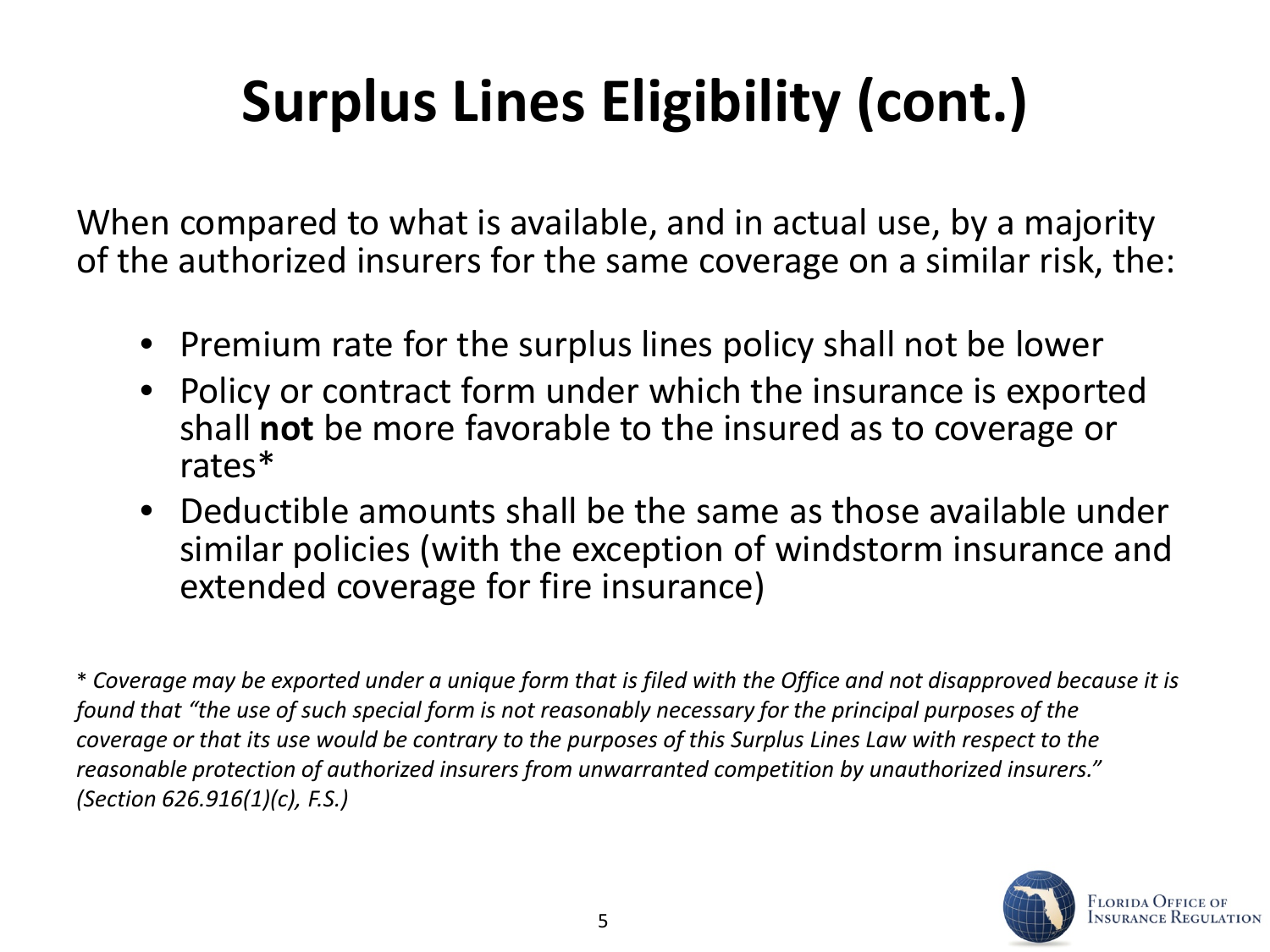# Surplus Lines Eligibility (cont.)

When compared to what is available, and in actual use, by a majority of the authorized insurers for the same coverage on a similar risk, the:

- Premium rate for the surplus lines policy shall not be lower
- Policy or contract form under which the insurance is exported shall **not** be more favorable to the insured as to coverage or rates*
- Deductible amounts shall be the same as those available under similar policies (with the exception of windstorm insurance and extended coverage for fire insurance)

* *Coverage may be exported under a unique form that is filed with the Office and not disapproved because it is found that "the use of such special form is not reasonably necessary for the principal purposes of the coverage or that its use would be contrary to the purposes of this Surplus Lines Law with respect to the reasonable protection of authorized insurers from unwarranted competition by unauthorized insurers." (Section 626.916(1)(c), F.S.)*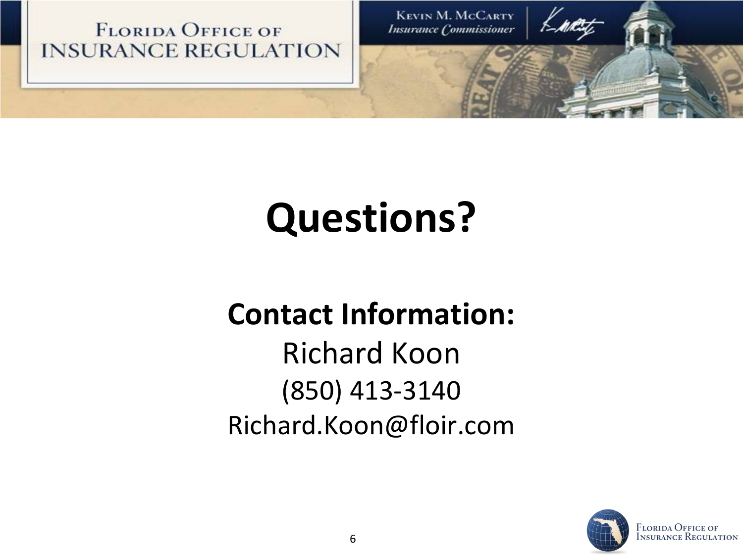# Questions?

**Contact Information:**

Richard Koon

(850) 413-3140

Richard.Koon@floir.com